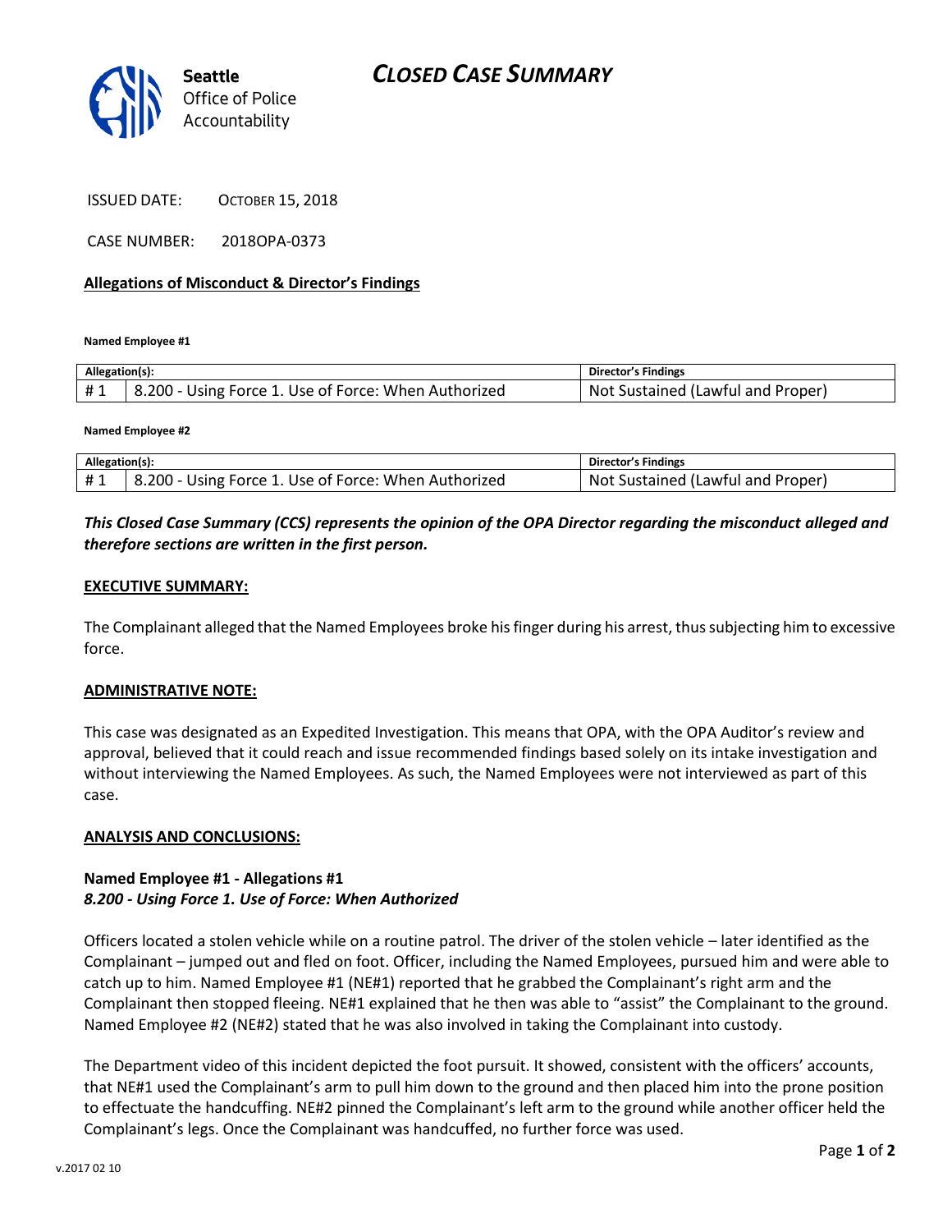**Seattle** Office of Police Accountability

# CLOSED CASE SUMMARY

ISSUED DATE: OCTOBER 15, 2018

CASE NUMBER: 2018OPA-0373

## Allegations of Misconduct & Director's Findings

**Named Employee #1**

| Allegation(s): | | Director's Findings |
|---|---|---|
| # 1 | 8.200 - Using Force 1. Use of Force: When Authorized | Not Sustained (Lawful and Proper) |

**Named Employee #2**

| Allegation(s): | | Director's Findings |
|---|---|---|
| # 1 | 8.200 - Using Force 1. Use of Force: When Authorized | Not Sustained (Lawful and Proper) |

***This Closed Case Summary (CCS) represents the opinion of the OPA Director regarding the misconduct alleged and therefore sections are written in the first person.***

**EXECUTIVE SUMMARY:**

The Complainant alleged that the Named Employees broke his finger during his arrest, thus subjecting him to excessive force.

**ADMINISTRATIVE NOTE:**

This case was designated as an Expedited Investigation. This means that OPA, with the OPA Auditor's review and approval, believed that it could reach and issue recommended findings based solely on its intake investigation and without interviewing the Named Employees. As such, the Named Employees were not interviewed as part of this case.

**ANALYSIS AND CONCLUSIONS:**

**Named Employee #1 - Allegations #1**
***8.200 - Using Force 1. Use of Force: When Authorized***

Officers located a stolen vehicle while on a routine patrol. The driver of the stolen vehicle – later identified as the Complainant – jumped out and fled on foot. Officer, including the Named Employees, pursued him and were able to catch up to him. Named Employee #1 (NE#1) reported that he grabbed the Complainant's right arm and the Complainant then stopped fleeing. NE#1 explained that he then was able to "assist" the Complainant to the ground. Named Employee #2 (NE#2) stated that he was also involved in taking the Complainant into custody.

The Department video of this incident depicted the foot pursuit. It showed, consistent with the officers' accounts, that NE#1 used the Complainant's arm to pull him down to the ground and then placed him into the prone position to effectuate the handcuffing. NE#2 pinned the Complainant's left arm to the ground while another officer held the Complainant's legs. Once the Complainant was handcuffed, no further force was used.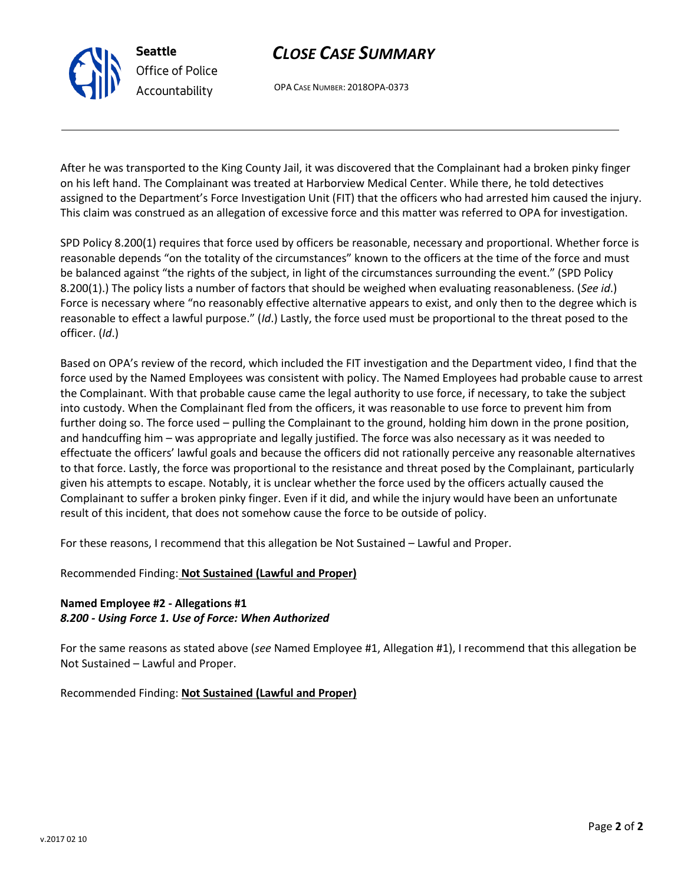After he was transported to the King County Jail, it was discovered that the Complainant had a broken pinky finger on his left hand. The Complainant was treated at Harborview Medical Center. While there, he told detectives assigned to the Department's Force Investigation Unit (FIT) that the officers who had arrested him caused the injury. This claim was construed as an allegation of excessive force and this matter was referred to OPA for investigation.

SPD Policy 8.200(1) requires that force used by officers be reasonable, necessary and proportional. Whether force is reasonable depends "on the totality of the circumstances" known to the officers at the time of the force and must be balanced against "the rights of the subject, in light of the circumstances surrounding the event." (SPD Policy 8.200(1).) The policy lists a number of factors that should be weighed when evaluating reasonableness. (*See id*.) Force is necessary where "no reasonably effective alternative appears to exist, and only then to the degree which is reasonable to effect a lawful purpose." (*Id*.) Lastly, the force used must be proportional to the threat posed to the officer. (*Id*.)

Based on OPA's review of the record, which included the FIT investigation and the Department video, I find that the force used by the Named Employees was consistent with policy. The Named Employees had probable cause to arrest the Complainant. With that probable cause came the legal authority to use force, if necessary, to take the subject into custody. When the Complainant fled from the officers, it was reasonable to use force to prevent him from further doing so. The force used – pulling the Complainant to the ground, holding him down in the prone position, and handcuffing him – was appropriate and legally justified. The force was also necessary as it was needed to effectuate the officers' lawful goals and because the officers did not rationally perceive any reasonable alternatives to that force. Lastly, the force was proportional to the resistance and threat posed by the Complainant, particularly given his attempts to escape. Notably, it is unclear whether the force used by the officers actually caused the Complainant to suffer a broken pinky finger. Even if it did, and while the injury would have been an unfortunate result of this incident, that does not somehow cause the force to be outside of policy.

For these reasons, I recommend that this allegation be Not Sustained – Lawful and Proper.

Recommended Finding: **Not Sustained (Lawful and Proper)**

**Named Employee #2 - Allegations #1**
***8.200 - Using Force 1. Use of Force: When Authorized***

For the same reasons as stated above (*see* Named Employee #1, Allegation #1), I recommend that this allegation be Not Sustained – Lawful and Proper.

Recommended Finding: **Not Sustained (Lawful and Proper)**